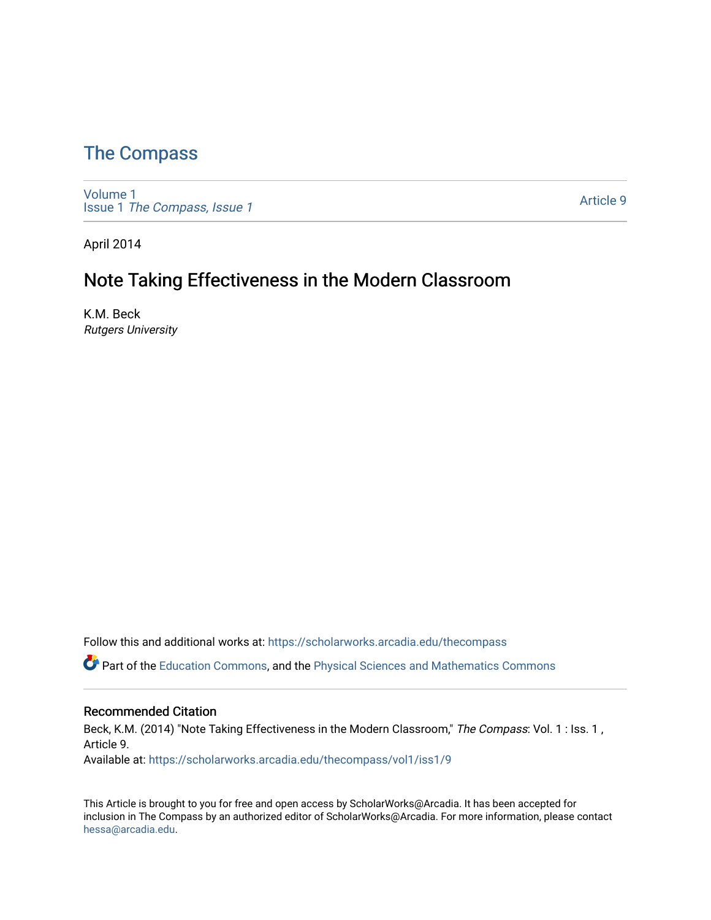# The Compass

Volume 1
Issue 1 *The Compass, Issue 1*

Article 9

April 2014

## Note Taking Effectiveness in the Modern Classroom

K.M. Beck
*Rutgers University*

Follow this and additional works at: https://scholarworks.arcadia.edu/thecompass

Part of the Education Commons, and the Physical Sciences and Mathematics Commons

### Recommended Citation

Beck, K.M. (2014) "Note Taking Effectiveness in the Modern Classroom," *The Compass*: Vol. 1 : Iss. 1 , Article 9.
Available at: https://scholarworks.arcadia.edu/thecompass/vol1/iss1/9

This Article is brought to you for free and open access by ScholarWorks@Arcadia. It has been accepted for inclusion in The Compass by an authorized editor of ScholarWorks@Arcadia. For more information, please contact hessa@arcadia.edu.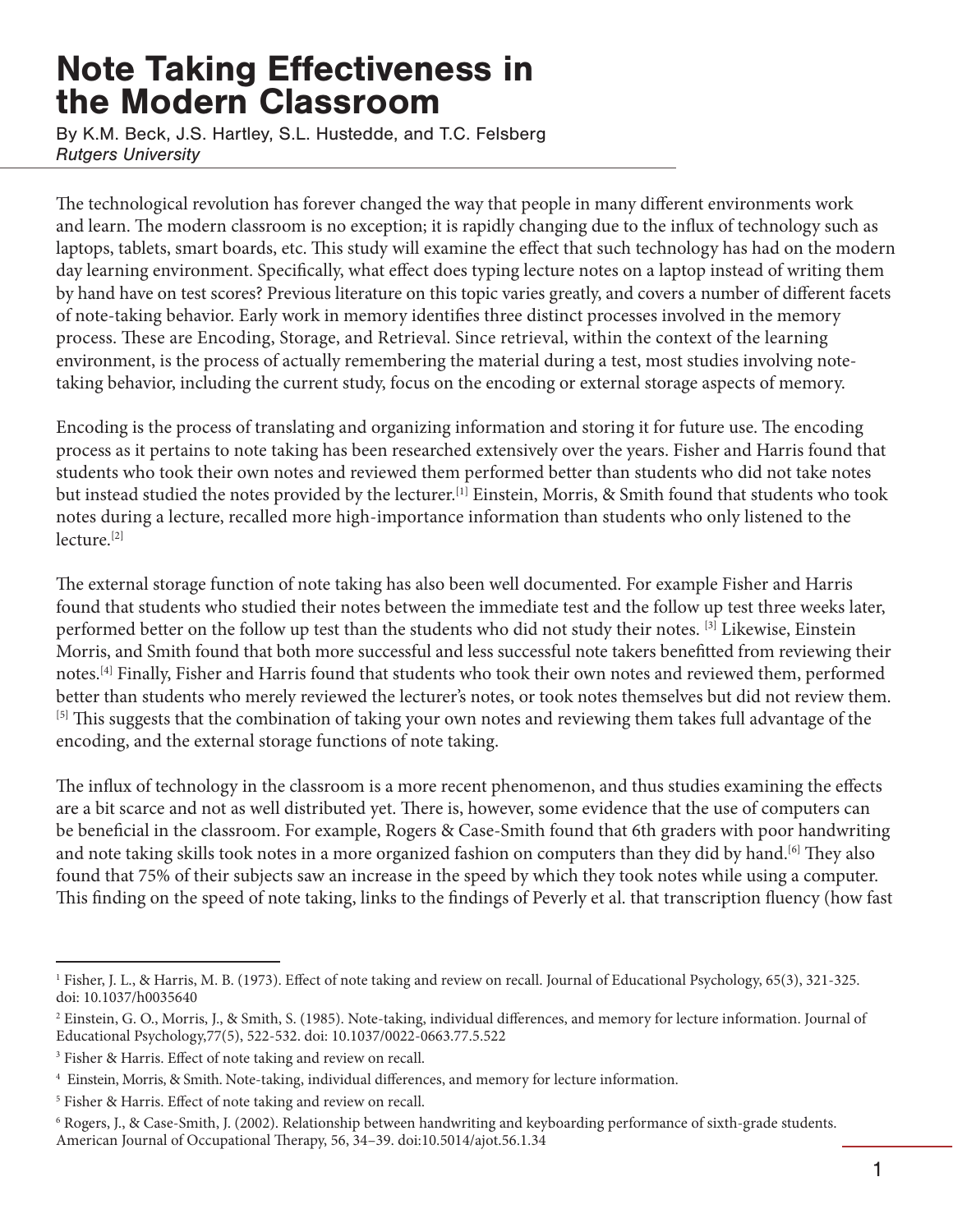# Note Taking Effectiveness in the Modern Classroom

By K.M. Beck, J.S. Hartley, S.L. Hustedde, and T.C. Felsberg
*Rutgers University*

The technological revolution has forever changed the way that people in many different environments work and learn. The modern classroom is no exception; it is rapidly changing due to the influx of technology such as laptops, tablets, smart boards, etc. This study will examine the effect that such technology has had on the modern day learning environment. Specifically, what effect does typing lecture notes on a laptop instead of writing them by hand have on test scores? Previous literature on this topic varies greatly, and covers a number of different facets of note-taking behavior. Early work in memory identifies three distinct processes involved in the memory process. These are Encoding, Storage, and Retrieval. Since retrieval, within the context of the learning environment, is the process of actually remembering the material during a test, most studies involving note-taking behavior, including the current study, focus on the encoding or external storage aspects of memory.

Encoding is the process of translating and organizing information and storing it for future use. The encoding process as it pertains to note taking has been researched extensively over the years. Fisher and Harris found that students who took their own notes and reviewed them performed better than students who did not take notes but instead studied the notes provided by the lecturer.[1] Einstein, Morris, & Smith found that students who took notes during a lecture, recalled more high-importance information than students who only listened to the lecture.[2]

The external storage function of note taking has also been well documented. For example Fisher and Harris found that students who studied their notes between the immediate test and the follow up test three weeks later, performed better on the follow up test than the students who did not study their notes. [3] Likewise, Einstein Morris, and Smith found that both more successful and less successful note takers benefitted from reviewing their notes.[4] Finally, Fisher and Harris found that students who took their own notes and reviewed them, performed better than students who merely reviewed the lecturer's notes, or took notes themselves but did not review them. [5] This suggests that the combination of taking your own notes and reviewing them takes full advantage of the encoding, and the external storage functions of note taking.

The influx of technology in the classroom is a more recent phenomenon, and thus studies examining the effects are a bit scarce and not as well distributed yet. There is, however, some evidence that the use of computers can be beneficial in the classroom. For example, Rogers & Case-Smith found that 6th graders with poor handwriting and note taking skills took notes in a more organized fashion on computers than they did by hand.[6] They also found that 75% of their subjects saw an increase in the speed by which they took notes while using a computer. This finding on the speed of note taking, links to the findings of Peverly et al. that transcription fluency (how fast

---

[1] Fisher, J. L., & Harris, M. B. (1973). Effect of note taking and review on recall. Journal of Educational Psychology, 65(3), 321-325. doi: 10.1037/h0035640

[2] Einstein, G. O., Morris, J., & Smith, S. (1985). Note-taking, individual differences, and memory for lecture information. Journal of Educational Psychology,77(5), 522-532. doi: 10.1037/0022-0663.77.5.522

[3] Fisher & Harris. Effect of note taking and review on recall.

[4] Einstein, Morris, & Smith. Note-taking, individual differences, and memory for lecture information.

[5] Fisher & Harris. Effect of note taking and review on recall.

[6] Rogers, J., & Case-Smith, J. (2002). Relationship between handwriting and keyboarding performance of sixth-grade students. American Journal of Occupational Therapy, 56, 34–39. doi:10.5014/ajot.56.1.34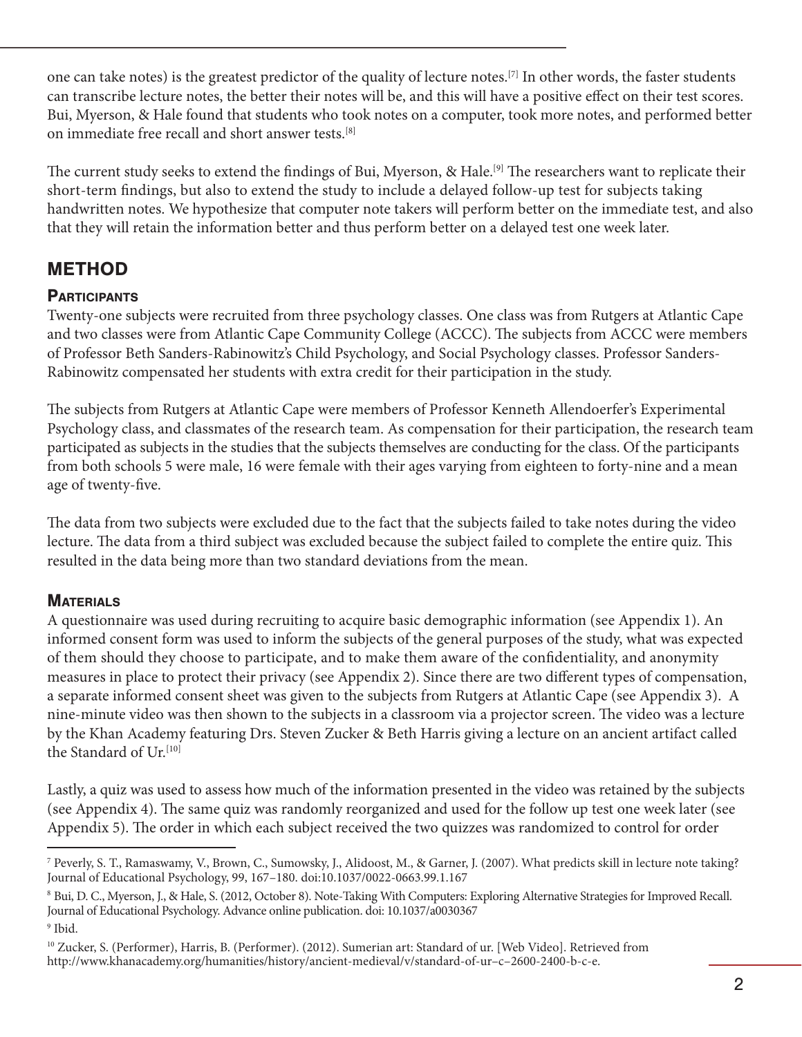one can take notes) is the greatest predictor of the quality of lecture notes.[7] In other words, the faster students can transcribe lecture notes, the better their notes will be, and this will have a positive effect on their test scores. Bui, Myerson, & Hale found that students who took notes on a computer, took more notes, and performed better on immediate free recall and short answer tests.[8]

The current study seeks to extend the findings of Bui, Myerson, & Hale.[9] The researchers want to replicate their short-term findings, but also to extend the study to include a delayed follow-up test for subjects taking handwritten notes. We hypothesize that computer note takers will perform better on the immediate test, and also that they will retain the information better and thus perform better on a delayed test one week later.

## METHOD

### PARTICIPANTS

Twenty-one subjects were recruited from three psychology classes. One class was from Rutgers at Atlantic Cape and two classes were from Atlantic Cape Community College (ACCC). The subjects from ACCC were members of Professor Beth Sanders-Rabinowitz's Child Psychology, and Social Psychology classes. Professor Sanders-Rabinowitz compensated her students with extra credit for their participation in the study.

The subjects from Rutgers at Atlantic Cape were members of Professor Kenneth Allendoerfer's Experimental Psychology class, and classmates of the research team. As compensation for their participation, the research team participated as subjects in the studies that the subjects themselves are conducting for the class. Of the participants from both schools 5 were male, 16 were female with their ages varying from eighteen to forty-nine and a mean age of twenty-five.

The data from two subjects were excluded due to the fact that the subjects failed to take notes during the video lecture. The data from a third subject was excluded because the subject failed to complete the entire quiz. This resulted in the data being more than two standard deviations from the mean.

### MATERIALS

A questionnaire was used during recruiting to acquire basic demographic information (see Appendix 1). An informed consent form was used to inform the subjects of the general purposes of the study, what was expected of them should they choose to participate, and to make them aware of the confidentiality, and anonymity measures in place to protect their privacy (see Appendix 2). Since there are two different types of compensation, a separate informed consent sheet was given to the subjects from Rutgers at Atlantic Cape (see Appendix 3). A nine-minute video was then shown to the subjects in a classroom via a projector screen. The video was a lecture by the Khan Academy featuring Drs. Steven Zucker & Beth Harris giving a lecture on an ancient artifact called the Standard of Ur.[10]

Lastly, a quiz was used to assess how much of the information presented in the video was retained by the subjects (see Appendix 4). The same quiz was randomly reorganized and used for the follow up test one week later (see Appendix 5). The order in which each subject received the two quizzes was randomized to control for order

---

[7] Peverly, S. T., Ramaswamy, V., Brown, C., Sumowsky, J., Alidoost, M., & Garner, J. (2007). What predicts skill in lecture note taking? Journal of Educational Psychology, 99, 167–180. doi:10.1037/0022-0663.99.1.167

[8] Bui, D. C., Myerson, J., & Hale, S. (2012, October 8). Note-Taking With Computers: Exploring Alternative Strategies for Improved Recall. Journal of Educational Psychology. Advance online publication. doi: 10.1037/a0030367

[9] Ibid.

[10] Zucker, S. (Performer), Harris, B. (Performer). (2012). Sumerian art: Standard of ur. [Web Video]. Retrieved from http://www.khanacademy.org/humanities/history/ancient-medieval/v/standard-of-ur–c–2600-2400-b-c-e.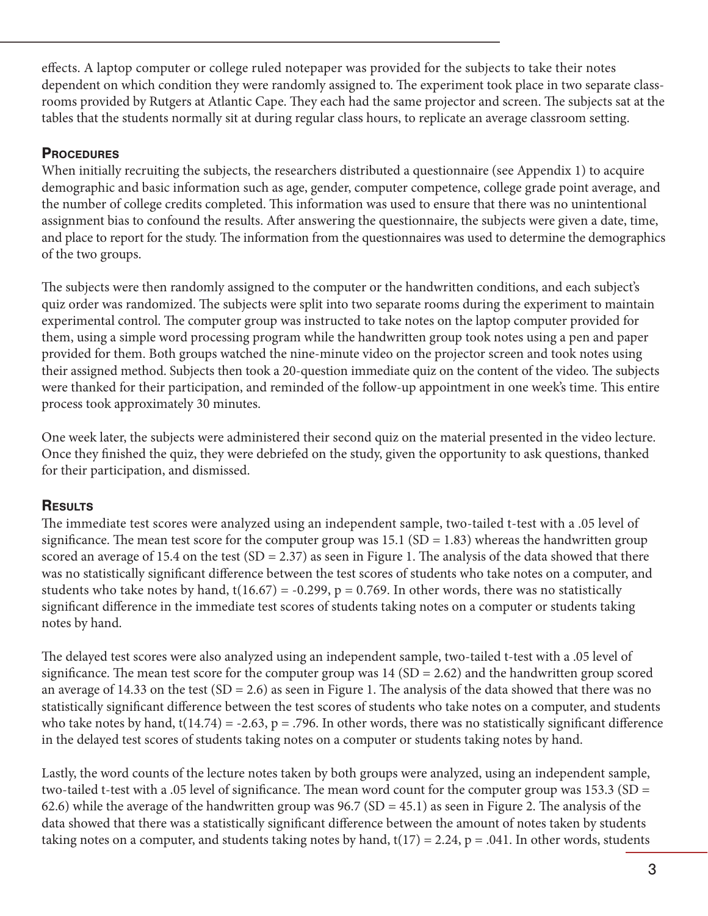effects. A laptop computer or college ruled notepaper was provided for the subjects to take their notes dependent on which condition they were randomly assigned to. The experiment took place in two separate classrooms provided by Rutgers at Atlantic Cape. They each had the same projector and screen. The subjects sat at the tables that the students normally sit at during regular class hours, to replicate an average classroom setting.

### Procedures

When initially recruiting the subjects, the researchers distributed a questionnaire (see Appendix 1) to acquire demographic and basic information such as age, gender, computer competence, college grade point average, and the number of college credits completed. This information was used to ensure that there was no unintentional assignment bias to confound the results. After answering the questionnaire, the subjects were given a date, time, and place to report for the study. The information from the questionnaires was used to determine the demographics of the two groups.

The subjects were then randomly assigned to the computer or the handwritten conditions, and each subject's quiz order was randomized. The subjects were split into two separate rooms during the experiment to maintain experimental control. The computer group was instructed to take notes on the laptop computer provided for them, using a simple word processing program while the handwritten group took notes using a pen and paper provided for them. Both groups watched the nine-minute video on the projector screen and took notes using their assigned method. Subjects then took a 20-question immediate quiz on the content of the video. The subjects were thanked for their participation, and reminded of the follow-up appointment in one week's time. This entire process took approximately 30 minutes.

One week later, the subjects were administered their second quiz on the material presented in the video lecture. Once they finished the quiz, they were debriefed on the study, given the opportunity to ask questions, thanked for their participation, and dismissed.

### Results

The immediate test scores were analyzed using an independent sample, two-tailed t-test with a .05 level of significance. The mean test score for the computer group was 15.1 ($SD = 1.83$) whereas the handwritten group scored an average of 15.4 on the test ($SD = 2.37$) as seen in Figure 1. The analysis of the data showed that there was no statistically significant difference between the test scores of students who take notes on a computer, and students who take notes by hand, $t(16.67) = -0.299$, $p = 0.769$. In other words, there was no statistically significant difference in the immediate test scores of students taking notes on a computer or students taking notes by hand.

The delayed test scores were also analyzed using an independent sample, two-tailed t-test with a .05 level of significance. The mean test score for the computer group was 14 ($SD = 2.62$) and the handwritten group scored an average of 14.33 on the test ($SD = 2.6$) as seen in Figure 1. The analysis of the data showed that there was no statistically significant difference between the test scores of students who take notes on a computer, and students who take notes by hand, $t(14.74) = -2.63$, $p = .796$. In other words, there was no statistically significant difference in the delayed test scores of students taking notes on a computer or students taking notes by hand.

Lastly, the word counts of the lecture notes taken by both groups were analyzed, using an independent sample, two-tailed t-test with a .05 level of significance. The mean word count for the computer group was 153.3 ($SD = 62.6$) while the average of the handwritten group was 96.7 ($SD = 45.1$) as seen in Figure 2. The analysis of the data showed that there was a statistically significant difference between the amount of notes taken by students taking notes on a computer, and students taking notes by hand, $t(17) = 2.24$, $p = .041$. In other words, students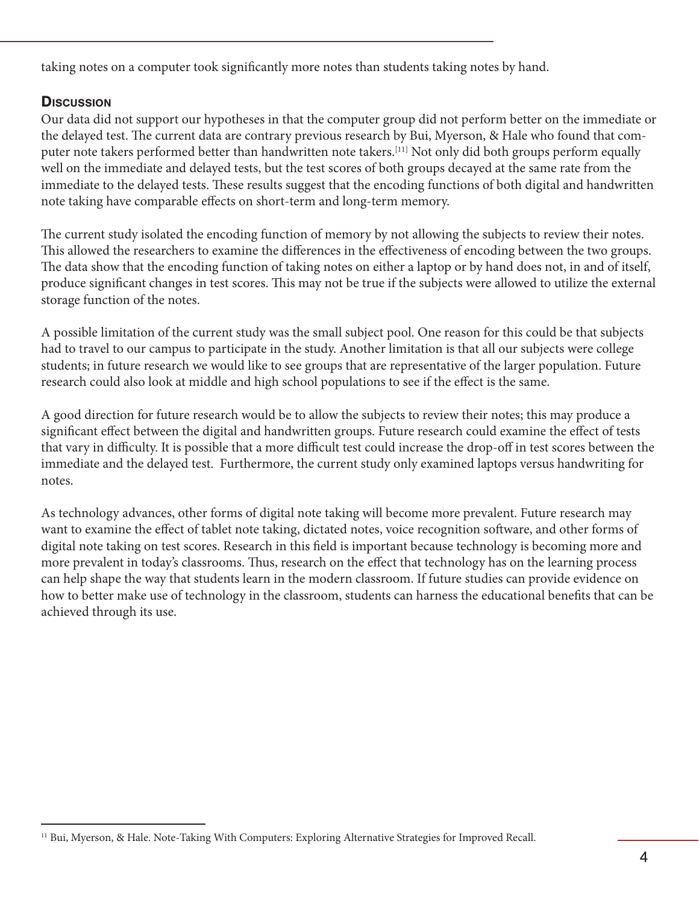taking notes on a computer took significantly more notes than students taking notes by hand.

## Discussion

Our data did not support our hypotheses in that the computer group did not perform better on the immediate or the delayed test. The current data are contrary previous research by Bui, Myerson, & Hale who found that computer note takers performed better than handwritten note takers.[11] Not only did both groups perform equally well on the immediate and delayed tests, but the test scores of both groups decayed at the same rate from the immediate to the delayed tests. These results suggest that the encoding functions of both digital and handwritten note taking have comparable effects on short-term and long-term memory.

The current study isolated the encoding function of memory by not allowing the subjects to review their notes. This allowed the researchers to examine the differences in the effectiveness of encoding between the two groups. The data show that the encoding function of taking notes on either a laptop or by hand does not, in and of itself, produce significant changes in test scores. This may not be true if the subjects were allowed to utilize the external storage function of the notes.

A possible limitation of the current study was the small subject pool. One reason for this could be that subjects had to travel to our campus to participate in the study. Another limitation is that all our subjects were college students; in future research we would like to see groups that are representative of the larger population. Future research could also look at middle and high school populations to see if the effect is the same.

A good direction for future research would be to allow the subjects to review their notes; this may produce a significant effect between the digital and handwritten groups. Future research could examine the effect of tests that vary in difficulty. It is possible that a more difficult test could increase the drop-off in test scores between the immediate and the delayed test. Furthermore, the current study only examined laptops versus handwriting for notes.

As technology advances, other forms of digital note taking will become more prevalent. Future research may want to examine the effect of tablet note taking, dictated notes, voice recognition software, and other forms of digital note taking on test scores. Research in this field is important because technology is becoming more and more prevalent in today's classrooms. Thus, research on the effect that technology has on the learning process can help shape the way that students learn in the modern classroom. If future studies can provide evidence on how to better make use of technology in the classroom, students can harness the educational benefits that can be achieved through its use.

---

[11] Bui, Myerson, & Hale. Note-Taking With Computers: Exploring Alternative Strategies for Improved Recall.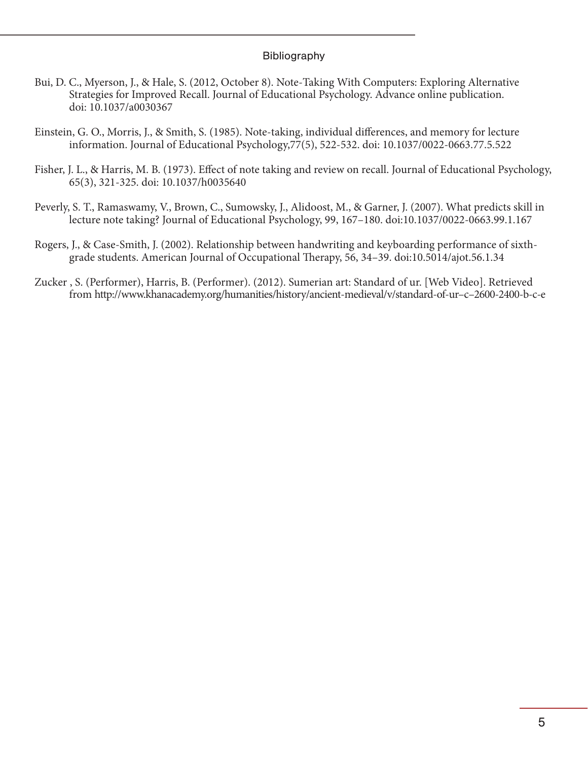## Bibliography

Bui, D. C., Myerson, J., & Hale, S. (2012, October 8). Note-Taking With Computers: Exploring Alternative Strategies for Improved Recall. Journal of Educational Psychology. Advance online publication. doi: 10.1037/a0030367

Einstein, G. O., Morris, J., & Smith, S. (1985). Note-taking, individual differences, and memory for lecture information. Journal of Educational Psychology,77(5), 522-532. doi: 10.1037/0022-0663.77.5.522

Fisher, J. L., & Harris, M. B. (1973). Effect of note taking and review on recall. Journal of Educational Psychology, 65(3), 321-325. doi: 10.1037/h0035640

Peverly, S. T., Ramaswamy, V., Brown, C., Sumowsky, J., Alidoost, M., & Garner, J. (2007). What predicts skill in lecture note taking? Journal of Educational Psychology, 99, 167–180. doi:10.1037/0022-0663.99.1.167

Rogers, J., & Case-Smith, J. (2002). Relationship between handwriting and keyboarding performance of sixth-grade students. American Journal of Occupational Therapy, 56, 34–39. doi:10.5014/ajot.56.1.34

Zucker , S. (Performer), Harris, B. (Performer). (2012). Sumerian art: Standard of ur. [Web Video]. Retrieved from http://www.khanacademy.org/humanities/history/ancient-medieval/v/standard-of-ur–c–2600-2400-b-c-e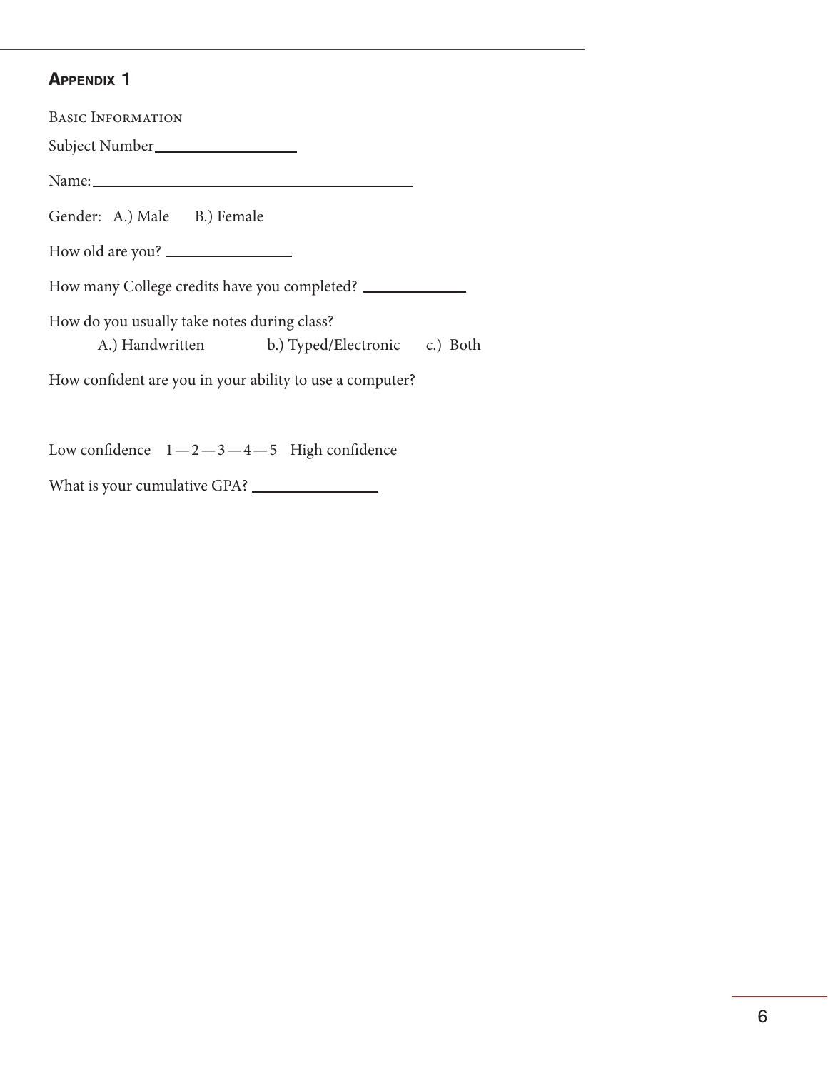## APPENDIX 1

BASIC INFORMATION

Subject Number__________________

Name:________________________________________

Gender:   A.) Male      B.) Female

How old are you? _______________

How many College credits have you completed? _____________

How do you usually take notes during class?

    A.) Handwritten      b.) Typed/Electronic      c.) Both

How confident are you in your ability to use a computer?

Low confidence   1—2—3—4—5   High confidence

What is your cumulative GPA? _______________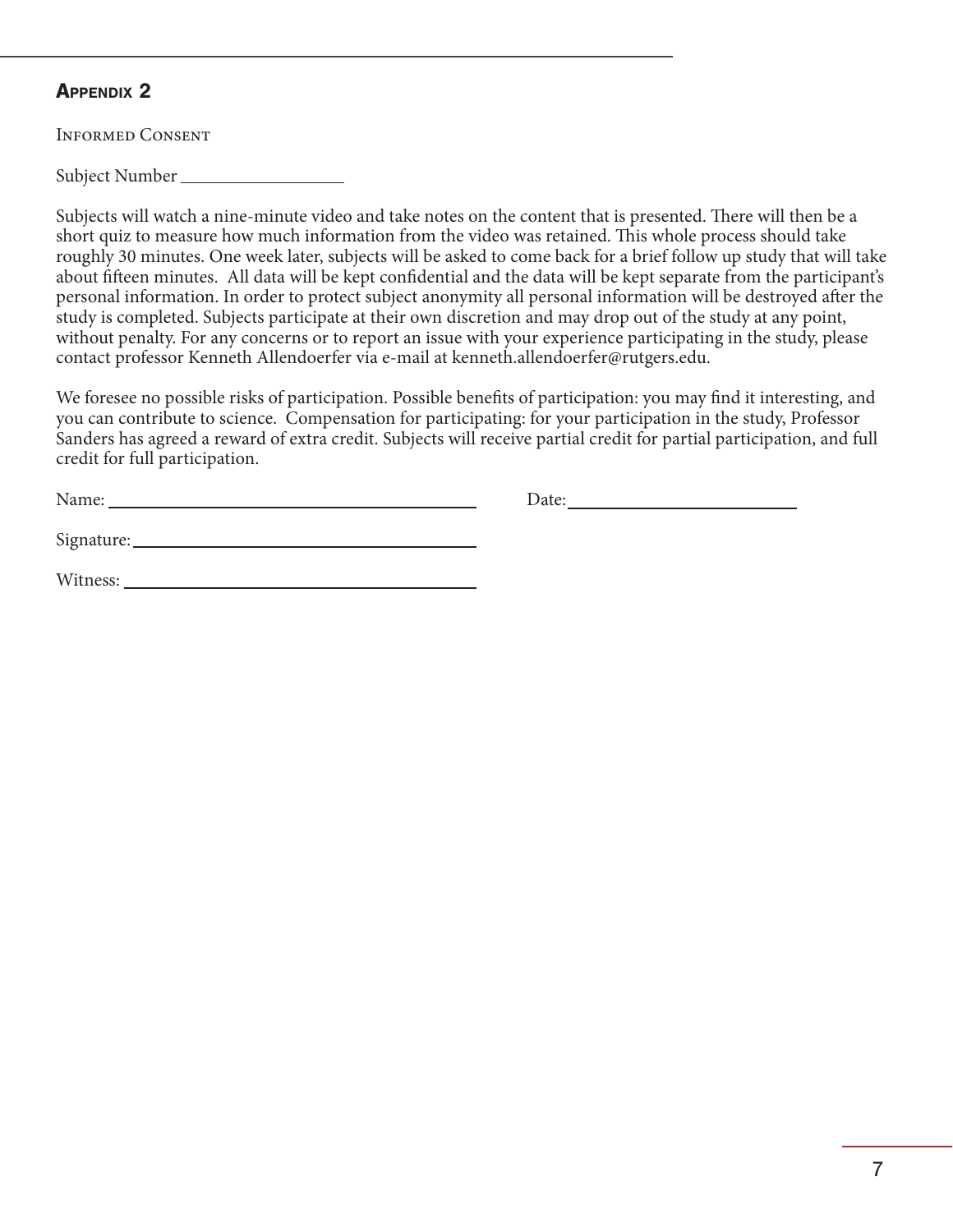## Appendix 2

Informed Consent

Subject Number ________________

Subjects will watch a nine-minute video and take notes on the content that is presented. There will then be a short quiz to measure how much information from the video was retained. This whole process should take roughly 30 minutes. One week later, subjects will be asked to come back for a brief follow up study that will take about fifteen minutes. All data will be kept confidential and the data will be kept separate from the participant's personal information. In order to protect subject anonymity all personal information will be destroyed after the study is completed. Subjects participate at their own discretion and may drop out of the study at any point, without penalty. For any concerns or to report an issue with your experience participating in the study, please contact professor Kenneth Allendoerfer via e-mail at kenneth.allendoerfer@rutgers.edu.

We foresee no possible risks of participation. Possible benefits of participation: you may find it interesting, and you can contribute to science. Compensation for participating: for your participation in the study, Professor Sanders has agreed a reward of extra credit. Subjects will receive partial credit for partial participation, and full credit for full participation.

Name: ________________________________ Date: ____________________

Signature: ______________________________

Witness: _______________________________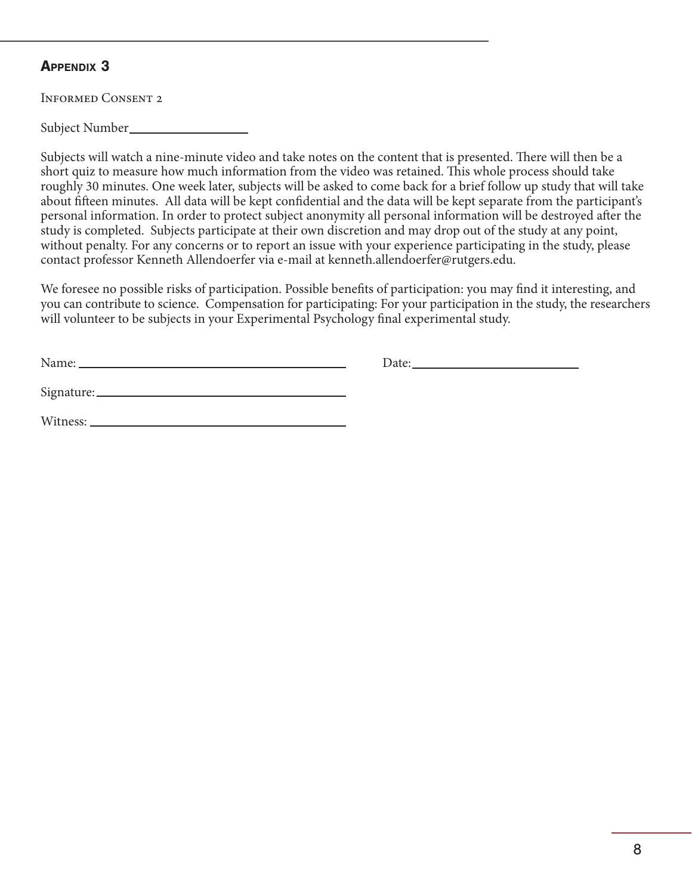## Appendix 3

Informed Consent 2

Subject Number__________________

Subjects will watch a nine-minute video and take notes on the content that is presented. There will then be a short quiz to measure how much information from the video was retained. This whole process should take roughly 30 minutes. One week later, subjects will be asked to come back for a brief follow up study that will take about fifteen minutes. All data will be kept confidential and the data will be kept separate from the participant's personal information. In order to protect subject anonymity all personal information will be destroyed after the study is completed. Subjects participate at their own discretion and may drop out of the study at any point, without penalty. For any concerns or to report an issue with your experience participating in the study, please contact professor Kenneth Allendoerfer via e-mail at kenneth.allendoerfer@rutgers.edu.

We foresee no possible risks of participation. Possible benefits of participation: you may find it interesting, and you can contribute to science. Compensation for participating: For your participation in the study, the researchers will volunteer to be subjects in your Experimental Psychology final experimental study.

Name: ________________________________________ Date: _________________________

Signature: ______________________________________

Witness: _______________________________________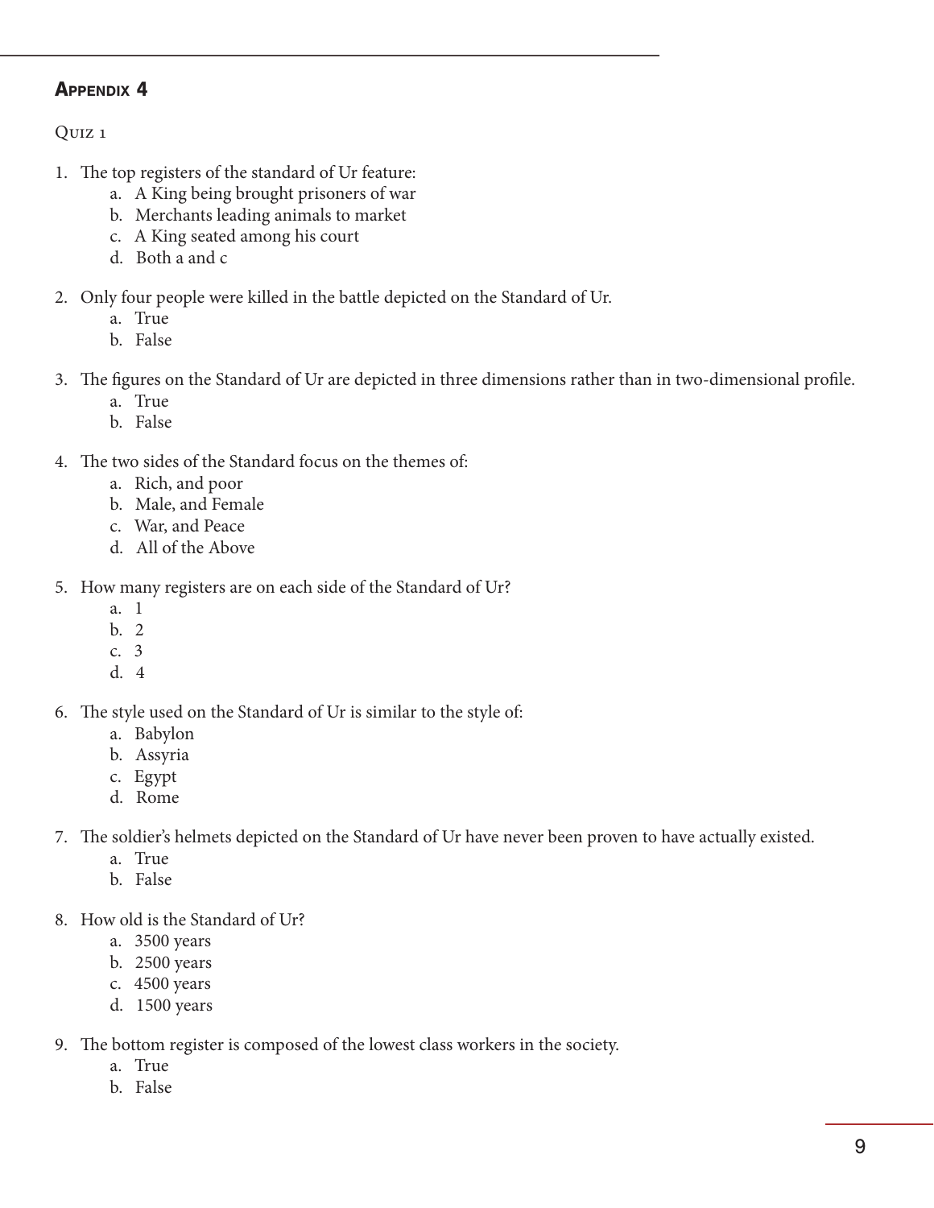## Appendix 4

Quiz 1

1. The top registers of the standard of Ur feature:
    a. A King being brought prisoners of war
    b. Merchants leading animals to market
    c. A King seated among his court
    d. Both a and c

2. Only four people were killed in the battle depicted on the Standard of Ur.
    a. True
    b. False

3. The figures on the Standard of Ur are depicted in three dimensions rather than in two-dimensional profile.
    a. True
    b. False

4. The two sides of the Standard focus on the themes of:
    a. Rich, and poor
    b. Male, and Female
    c. War, and Peace
    d. All of the Above

5. How many registers are on each side of the Standard of Ur?
    a. 1
    b. 2
    c. 3
    d. 4

6. The style used on the Standard of Ur is similar to the style of:
    a. Babylon
    b. Assyria
    c. Egypt
    d. Rome

7. The soldier's helmets depicted on the Standard of Ur have never been proven to have actually existed.
    a. True
    b. False

8. How old is the Standard of Ur?
    a. 3500 years
    b. 2500 years
    c. 4500 years
    d. 1500 years

9. The bottom register is composed of the lowest class workers in the society.
    a. True
    b. False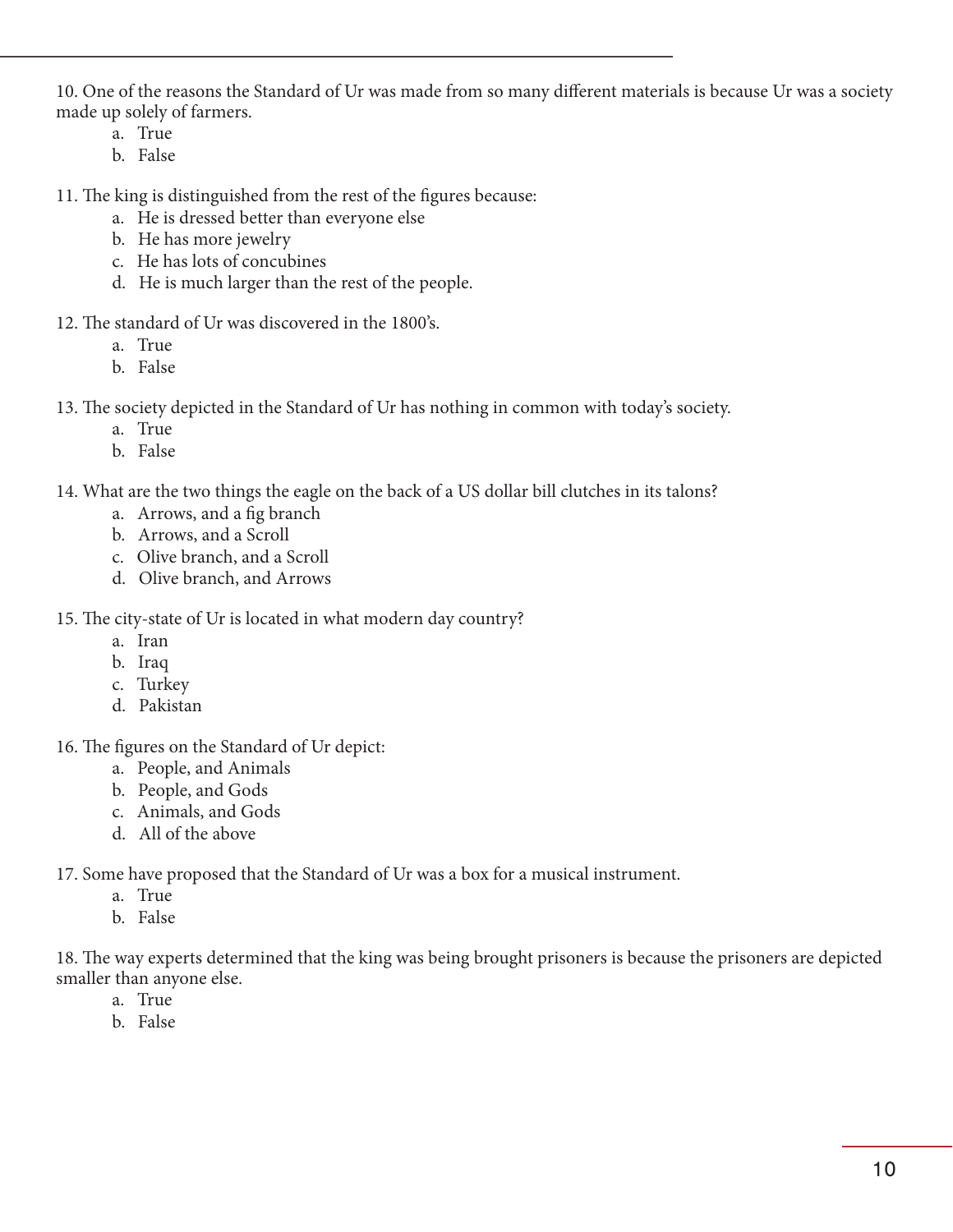10. One of the reasons the Standard of Ur was made from so many different materials is because Ur was a society made up solely of farmers.

   a. True
   b. False

11. The king is distinguished from the rest of the figures because:

   a. He is dressed better than everyone else
   b. He has more jewelry
   c. He has lots of concubines
   d. He is much larger than the rest of the people.

12. The standard of Ur was discovered in the 1800's.

   a. True
   b. False

13. The society depicted in the Standard of Ur has nothing in common with today's society.

   a. True
   b. False

14. What are the two things the eagle on the back of a US dollar bill clutches in its talons?

   a. Arrows, and a fig branch
   b. Arrows, and a Scroll
   c. Olive branch, and a Scroll
   d. Olive branch, and Arrows

15. The city-state of Ur is located in what modern day country?

   a. Iran
   b. Iraq
   c. Turkey
   d. Pakistan

16. The figures on the Standard of Ur depict:

   a. People, and Animals
   b. People, and Gods
   c. Animals, and Gods
   d. All of the above

17. Some have proposed that the Standard of Ur was a box for a musical instrument.

   a. True
   b. False

18. The way experts determined that the king was being brought prisoners is because the prisoners are depicted smaller than anyone else.

   a. True
   b. False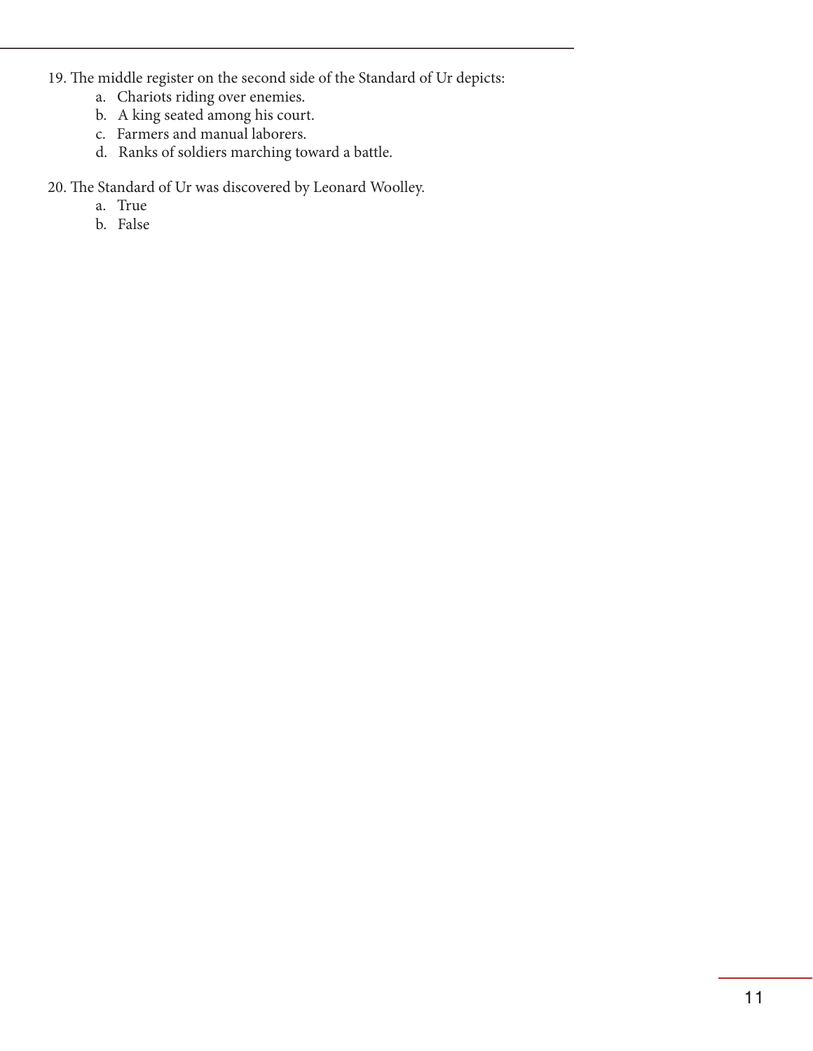19. The middle register on the second side of the Standard of Ur depicts:
    a. Chariots riding over enemies.
    b. A king seated among his court.
    c. Farmers and manual laborers.
    d. Ranks of soldiers marching toward a battle.

20. The Standard of Ur was discovered by Leonard Woolley.
    a. True
    b. False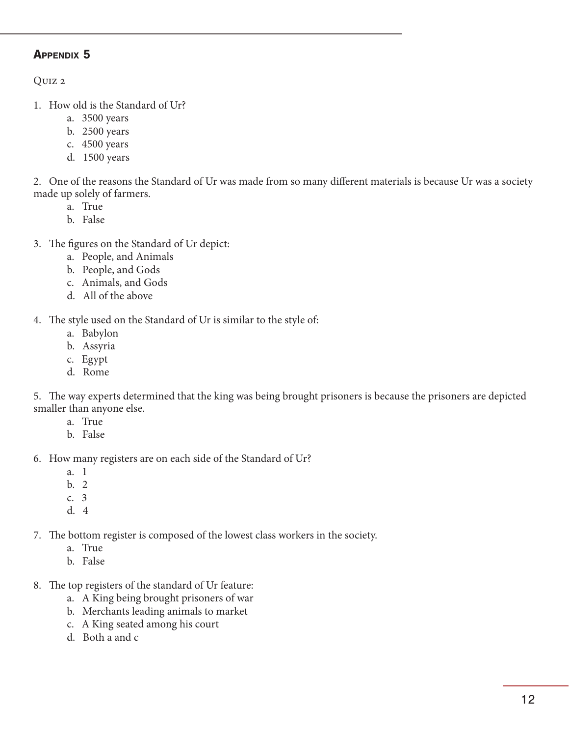## Appendix 5

Quiz 2

1. How old is the Standard of Ur?
    a. 3500 years
    b. 2500 years
    c. 4500 years
    d. 1500 years

2. One of the reasons the Standard of Ur was made from so many different materials is because Ur was a society made up solely of farmers.
    a. True
    b. False

3. The figures on the Standard of Ur depict:
    a. People, and Animals
    b. People, and Gods
    c. Animals, and Gods
    d. All of the above

4. The style used on the Standard of Ur is similar to the style of:
    a. Babylon
    b. Assyria
    c. Egypt
    d. Rome

5. The way experts determined that the king was being brought prisoners is because the prisoners are depicted smaller than anyone else.
    a. True
    b. False

6. How many registers are on each side of the Standard of Ur?
    a. 1
    b. 2
    c. 3
    d. 4

7. The bottom register is composed of the lowest class workers in the society.
    a. True
    b. False

8. The top registers of the standard of Ur feature:
    a. A King being brought prisoners of war
    b. Merchants leading animals to market
    c. A King seated among his court
    d. Both a and c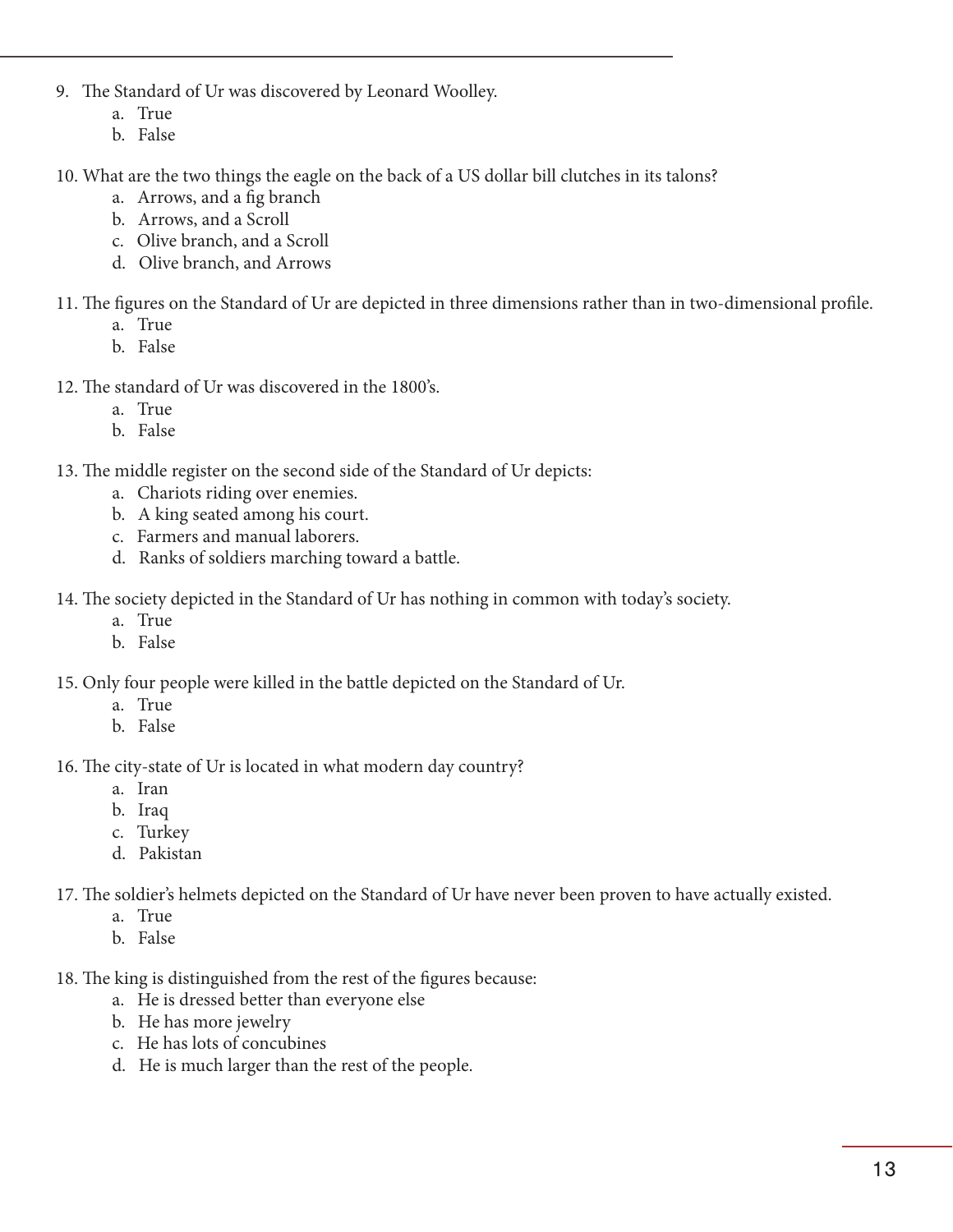9. The Standard of Ur was discovered by Leonard Woolley.
   a. True
   b. False

10. What are the two things the eagle on the back of a US dollar bill clutches in its talons?
   a. Arrows, and a fig branch
   b. Arrows, and a Scroll
   c. Olive branch, and a Scroll
   d. Olive branch, and Arrows

11. The figures on the Standard of Ur are depicted in three dimensions rather than in two-dimensional profile.
   a. True
   b. False

12. The standard of Ur was discovered in the 1800's.
   a. True
   b. False

13. The middle register on the second side of the Standard of Ur depicts:
   a. Chariots riding over enemies.
   b. A king seated among his court.
   c. Farmers and manual laborers.
   d. Ranks of soldiers marching toward a battle.

14. The society depicted in the Standard of Ur has nothing in common with today's society.
   a. True
   b. False

15. Only four people were killed in the battle depicted on the Standard of Ur.
   a. True
   b. False

16. The city-state of Ur is located in what modern day country?
   a. Iran
   b. Iraq
   c. Turkey
   d. Pakistan

17. The soldier's helmets depicted on the Standard of Ur have never been proven to have actually existed.
   a. True
   b. False

18. The king is distinguished from the rest of the figures because:
   a. He is dressed better than everyone else
   b. He has more jewelry
   c. He has lots of concubines
   d. He is much larger than the rest of the people.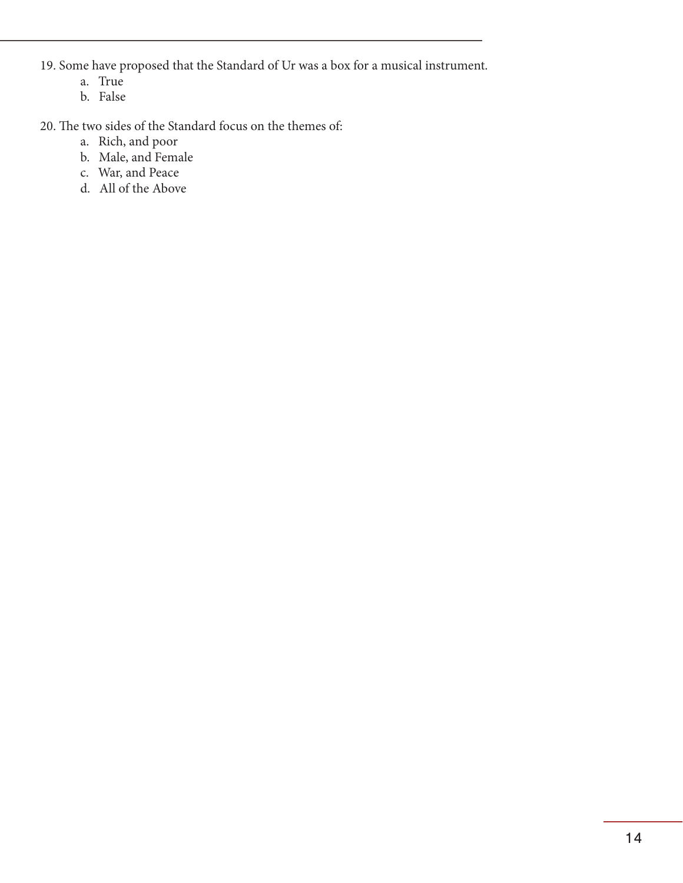19. Some have proposed that the Standard of Ur was a box for a musical instrument.
    a. True
    b. False

20. The two sides of the Standard focus on the themes of:
    a. Rich, and poor
    b. Male, and Female
    c. War, and Peace
    d. All of the Above